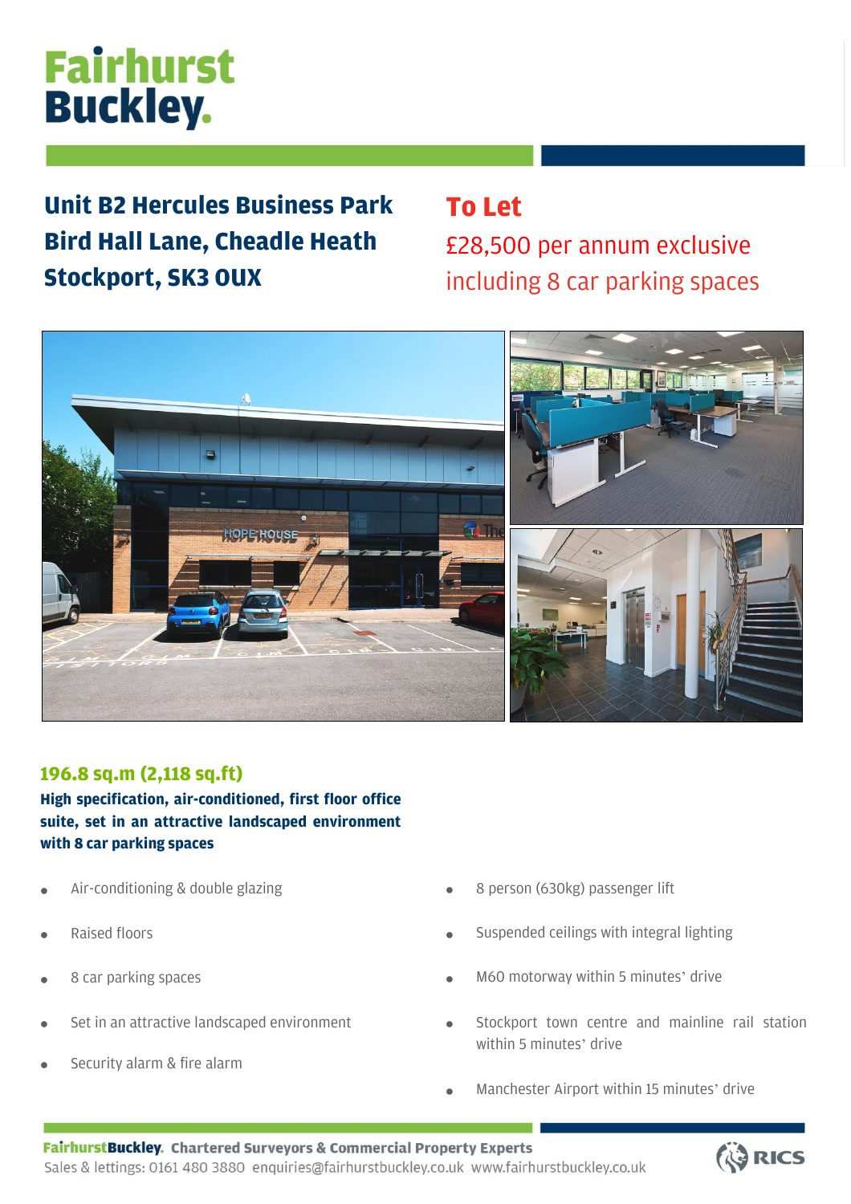# Fairhurst Buckley.

## Unit B2 Hercules Business Park Bird Hall Lane, Cheadle Heath Stockport, SK3 0UX

## To Let

£28,500 per annum exclusive including 8 car parking spaces

### 196.8 sq.m (2,118 sq.ft)

**High specification, air-conditioned, first floor office suite, set in an attractive landscaped environment with 8 car parking spaces**

- Air-conditioning & double glazing
- Raised floors
- 8 car parking spaces
- Set in an attractive landscaped environment
- Security alarm & fire alarm
- 8 person (630kg) passenger lift
- Suspended ceilings with integral lighting
- M60 motorway within 5 minutes' drive
- Stockport town centre and mainline rail station within 5 minutes' drive
- Manchester Airport within 15 minutes' drive

**FairhurstBuckley. Chartered Surveyors & Commercial Property Experts**
Sales & lettings: 0161 480 3880 enquiries@fairhurstbuckley.co.uk www.fairhurstbuckley.co.uk

RICS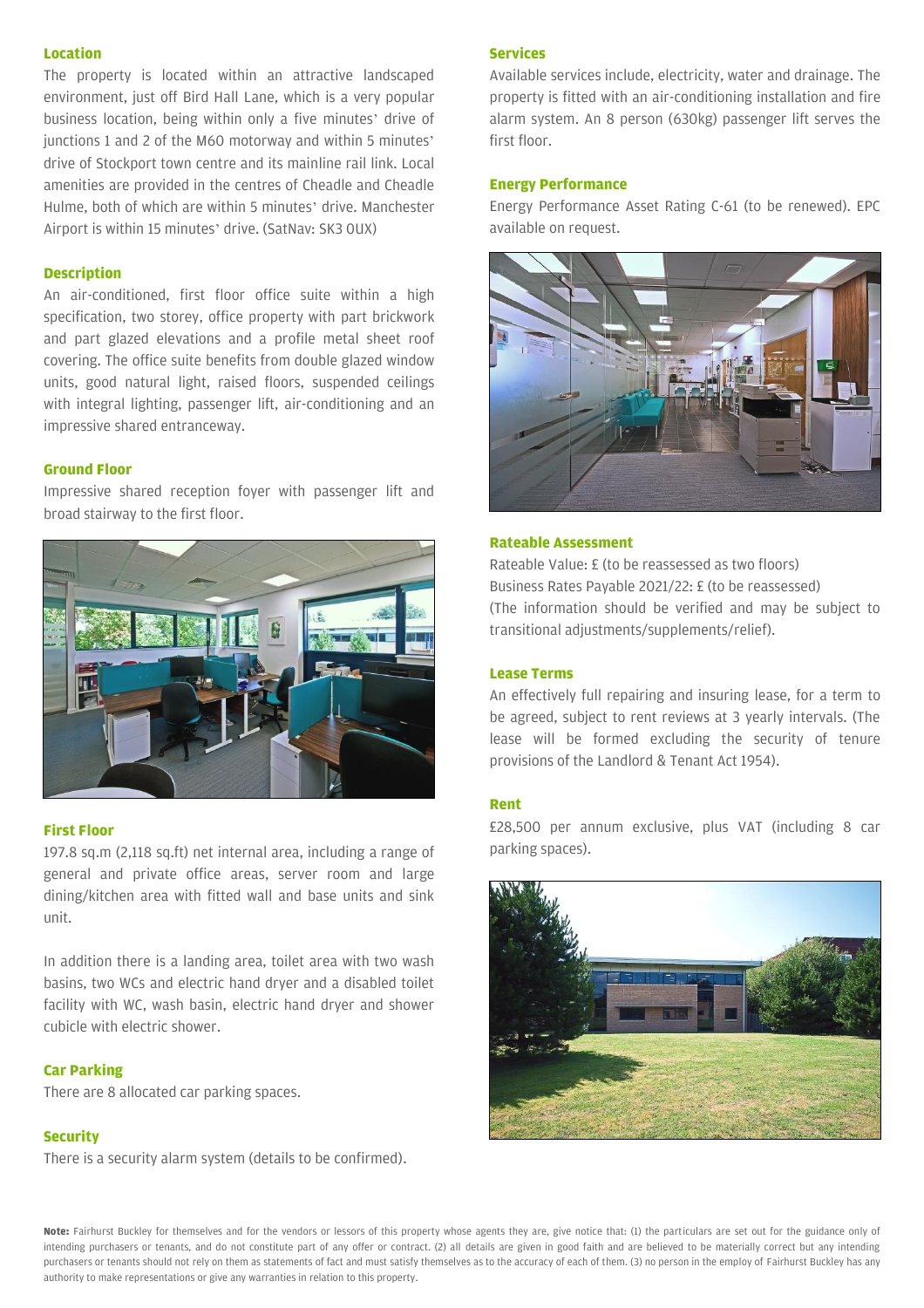## Location

The property is located within an attractive landscaped environment, just off Bird Hall Lane, which is a very popular business location, being within only a five minutes' drive of junctions 1 and 2 of the M60 motorway and within 5 minutes' drive of Stockport town centre and its mainline rail link. Local amenities are provided in the centres of Cheadle and Cheadle Hulme, both of which are within 5 minutes' drive. Manchester Airport is within 15 minutes' drive. (SatNav: SK3 0UX)

## Description

An air-conditioned, first floor office suite within a high specification, two storey, office property with part brickwork and part glazed elevations and a profile metal sheet roof covering. The office suite benefits from double glazed window units, good natural light, raised floors, suspended ceilings with integral lighting, passenger lift, air-conditioning and an impressive shared entranceway.

## Ground Floor

Impressive shared reception foyer with passenger lift and broad stairway to the first floor.

## First Floor

197.8 sq.m (2,118 sq.ft) net internal area, including a range of general and private office areas, server room and large dining/kitchen area with fitted wall and base units and sink unit.

In addition there is a landing area, toilet area with two wash basins, two WCs and electric hand dryer and a disabled toilet facility with WC, wash basin, electric hand dryer and shower cubicle with electric shower.

## Car Parking

There are 8 allocated car parking spaces.

## Security

There is a security alarm system (details to be confirmed).

## Services

Available services include, electricity, water and drainage. The property is fitted with an air-conditioning installation and fire alarm system. An 8 person (630kg) passenger lift serves the first floor.

## Energy Performance

Energy Performance Asset Rating C-61 (to be renewed). EPC available on request.

## Rateable Assessment

Rateable Value: £ (to be reassessed as two floors)
Business Rates Payable 2021/22: £ (to be reassessed)
(The information should be verified and may be subject to transitional adjustments/supplements/relief).

## Lease Terms

An effectively full repairing and insuring lease, for a term to be agreed, subject to rent reviews at 3 yearly intervals. (The lease will be formed excluding the security of tenure provisions of the Landlord & Tenant Act 1954).

## Rent

£28,500 per annum exclusive, plus VAT (including 8 car parking spaces).

**Note:** Fairhurst Buckley for themselves and for the vendors or lessors of this property whose agents they are, give notice that: (1) the particulars are set out for the guidance only of intending purchasers or tenants, and do not constitute part of any offer or contract. (2) all details are given in good faith and are believed to be materially correct but any intending purchasers or tenants should not rely on them as statements of fact and must satisfy themselves as to the accuracy of each of them. (3) no person in the employ of Fairhurst Buckley has any authority to make representations or give any warranties in relation to this property.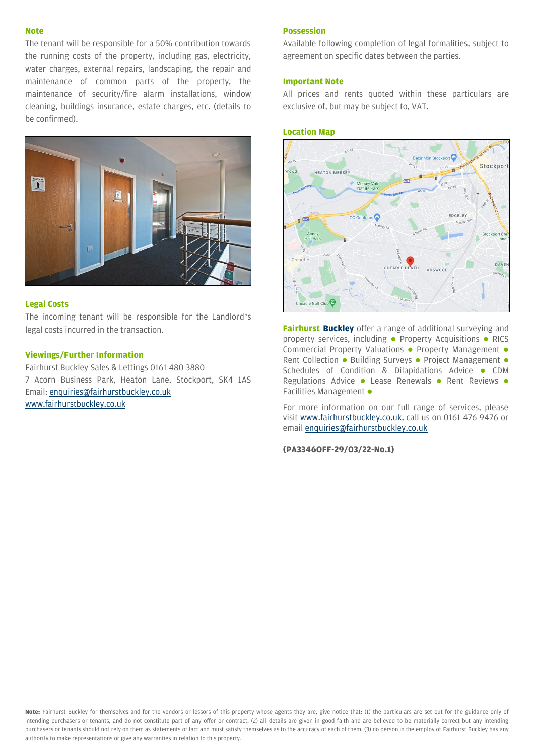## Note

The tenant will be responsible for a 50% contribution towards the running costs of the property, including gas, electricity, water charges, external repairs, landscaping, the repair and maintenance of common parts of the property, the maintenance of security/fire alarm installations, window cleaning, buildings insurance, estate charges, etc. (details to be confirmed).

## Legal Costs

The incoming tenant will be responsible for the Landlord's legal costs incurred in the transaction.

## Viewings/Further Information

Fairhurst Buckley Sales & Lettings 0161 480 3880
7 Acorn Business Park, Heaton Lane, Stockport, SK4 1AS
Email: enquiries@fairhurstbuckley.co.uk
www.fairhurstbuckley.co.uk

## Possession

Available following completion of legal formalities, subject to agreement on specific dates between the parties.

## Important Note

All prices and rents quoted within these particulars are exclusive of, but may be subject to, VAT.

## Location Map

**Fairhurst Buckley** offer a range of additional surveying and property services, including ● Property Acquisitions ● RICS Commercial Property Valuations ● Property Management ● Rent Collection ● Building Surveys ● Project Management ● Schedules of Condition & Dilapidations Advice ● CDM Regulations Advice ● Lease Renewals ● Rent Reviews ● Facilities Management ●

For more information on our full range of services, please visit www.fairhurstbuckley.co.uk, call us on 0161 476 9476 or email enquiries@fairhurstbuckley.co.uk

**(PA3346OFF-29/03/22-No.1)**

**Note:** Fairhurst Buckley for themselves and for the vendors or lessors of this property whose agents they are, give notice that: (1) the particulars are set out for the guidance only of intending purchasers or tenants, and do not constitute part of any offer or contract. (2) all details are given in good faith and are believed to be materially correct but any intending purchasers or tenants should not rely on them as statements of fact and must satisfy themselves as to the accuracy of each of them. (3) no person in the employ of Fairhurst Buckley has any authority to make representations or give any warranties in relation to this property.